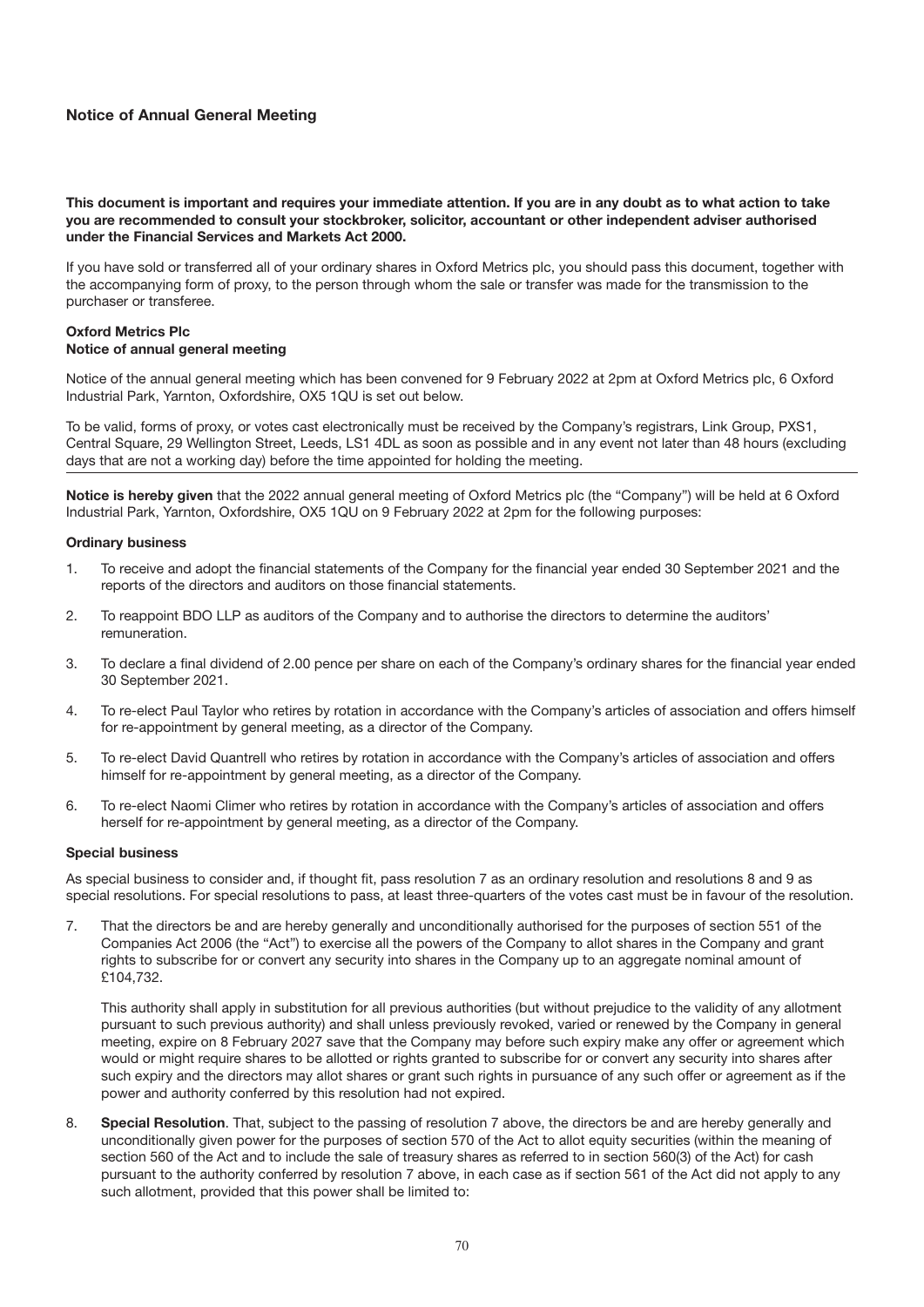## Notice of Annual General Meeting

**This document is important and requires your immediate attention. If you are in any doubt as to what action to take you are recommended to consult your stockbroker, solicitor, accountant or other independent adviser authorised under the Financial Services and Markets Act 2000.**

If you have sold or transferred all of your ordinary shares in Oxford Metrics plc, you should pass this document, together with the accompanying form of proxy, to the person through whom the sale or transfer was made for the transmission to the purchaser or transferee.

**Oxford Metrics Plc**
**Notice of annual general meeting**

Notice of the annual general meeting which has been convened for 9 February 2022 at 2pm at Oxford Metrics plc, 6 Oxford Industrial Park, Yarnton, Oxfordshire, OX5 1QU is set out below.

To be valid, forms of proxy, or votes cast electronically must be received by the Company's registrars, Link Group, PXS1, Central Square, 29 Wellington Street, Leeds, LS1 4DL as soon as possible and in any event not later than 48 hours (excluding days that are not a working day) before the time appointed for holding the meeting.

**Notice is hereby given** that the 2022 annual general meeting of Oxford Metrics plc (the "Company") will be held at 6 Oxford Industrial Park, Yarnton, Oxfordshire, OX5 1QU on 9 February 2022 at 2pm for the following purposes:

**Ordinary business**

1. To receive and adopt the financial statements of the Company for the financial year ended 30 September 2021 and the reports of the directors and auditors on those financial statements.

2. To reappoint BDO LLP as auditors of the Company and to authorise the directors to determine the auditors' remuneration.

3. To declare a final dividend of 2.00 pence per share on each of the Company's ordinary shares for the financial year ended 30 September 2021.

4. To re-elect Paul Taylor who retires by rotation in accordance with the Company's articles of association and offers himself for re-appointment by general meeting, as a director of the Company.

5. To re-elect David Quantrell who retires by rotation in accordance with the Company's articles of association and offers himself for re-appointment by general meeting, as a director of the Company.

6. To re-elect Naomi Climer who retires by rotation in accordance with the Company's articles of association and offers herself for re-appointment by general meeting, as a director of the Company.

**Special business**

As special business to consider and, if thought fit, pass resolution 7 as an ordinary resolution and resolutions 8 and 9 as special resolutions. For special resolutions to pass, at least three-quarters of the votes cast must be in favour of the resolution.

7. That the directors be and are hereby generally and unconditionally authorised for the purposes of section 551 of the Companies Act 2006 (the "Act") to exercise all the powers of the Company to allot shares in the Company and grant rights to subscribe for or convert any security into shares in the Company up to an aggregate nominal amount of £104,732.

   This authority shall apply in substitution for all previous authorities (but without prejudice to the validity of any allotment pursuant to such previous authority) and shall unless previously revoked, varied or renewed by the Company in general meeting, expire on 8 February 2027 save that the Company may before such expiry make any offer or agreement which would or might require shares to be allotted or rights granted to subscribe for or convert any security into shares after such expiry and the directors may allot shares or grant such rights in pursuance of any such offer or agreement as if the power and authority conferred by this resolution had not expired.

8. **Special Resolution**. That, subject to the passing of resolution 7 above, the directors be and are hereby generally and unconditionally given power for the purposes of section 570 of the Act to allot equity securities (within the meaning of section 560 of the Act and to include the sale of treasury shares as referred to in section 560(3) of the Act) for cash pursuant to the authority conferred by resolution 7 above, in each case as if section 561 of the Act did not apply to any such allotment, provided that this power shall be limited to: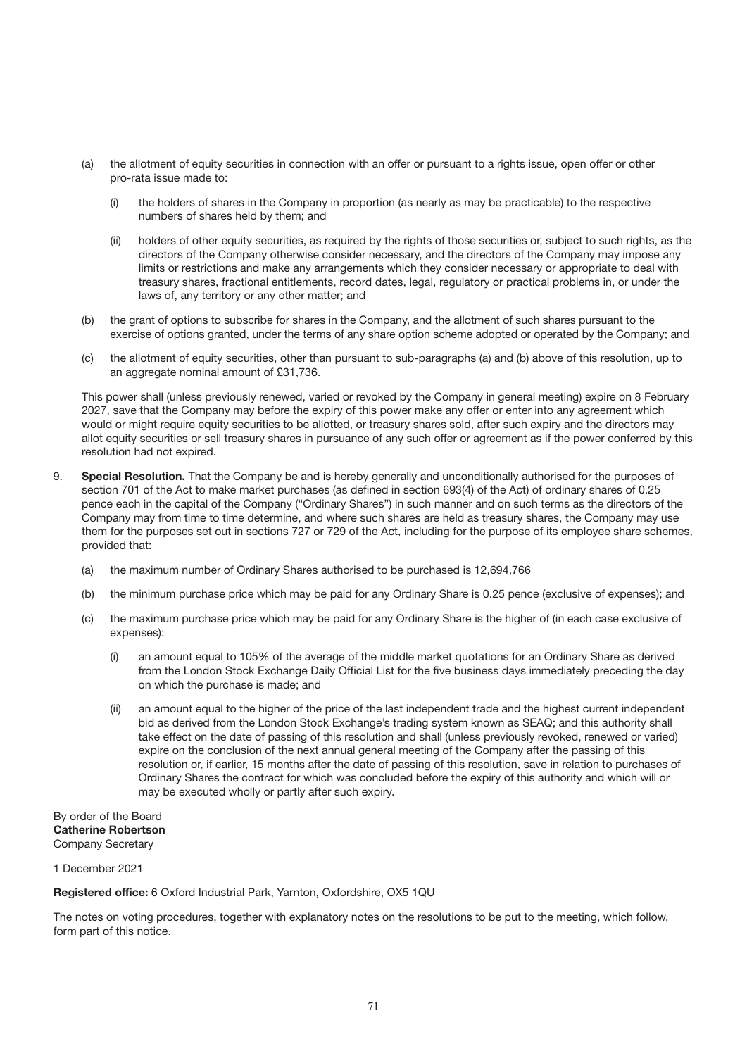(a) the allotment of equity securities in connection with an offer or pursuant to a rights issue, open offer or other pro-rata issue made to:

   (i) the holders of shares in the Company in proportion (as nearly as may be practicable) to the respective numbers of shares held by them; and

   (ii) holders of other equity securities, as required by the rights of those securities or, subject to such rights, as the directors of the Company otherwise consider necessary, and the directors of the Company may impose any limits or restrictions and make any arrangements which they consider necessary or appropriate to deal with treasury shares, fractional entitlements, record dates, legal, regulatory or practical problems in, or under the laws of, any territory or any other matter; and

(b) the grant of options to subscribe for shares in the Company, and the allotment of such shares pursuant to the exercise of options granted, under the terms of any share option scheme adopted or operated by the Company; and

(c) the allotment of equity securities, other than pursuant to sub-paragraphs (a) and (b) above of this resolution, up to an aggregate nominal amount of £31,736.

This power shall (unless previously renewed, varied or revoked by the Company in general meeting) expire on 8 February 2027, save that the Company may before the expiry of this power make any offer or enter into any agreement which would or might require equity securities to be allotted, or treasury shares sold, after such expiry and the directors may allot equity securities or sell treasury shares in pursuance of any such offer or agreement as if the power conferred by this resolution had not expired.

9. **Special Resolution.** That the Company be and is hereby generally and unconditionally authorised for the purposes of section 701 of the Act to make market purchases (as defined in section 693(4) of the Act) of ordinary shares of 0.25 pence each in the capital of the Company ("Ordinary Shares") in such manner and on such terms as the directors of the Company may from time to time determine, and where such shares are held as treasury shares, the Company may use them for the purposes set out in sections 727 or 729 of the Act, including for the purpose of its employee share schemes, provided that:

   (a) the maximum number of Ordinary Shares authorised to be purchased is 12,694,766

   (b) the minimum purchase price which may be paid for any Ordinary Share is 0.25 pence (exclusive of expenses); and

   (c) the maximum purchase price which may be paid for any Ordinary Share is the higher of (in each case exclusive of expenses):

      (i) an amount equal to 105% of the average of the middle market quotations for an Ordinary Share as derived from the London Stock Exchange Daily Official List for the five business days immediately preceding the day on which the purchase is made; and

      (ii) an amount equal to the higher of the price of the last independent trade and the highest current independent bid as derived from the London Stock Exchange's trading system known as SEAQ; and this authority shall take effect on the date of passing of this resolution and shall (unless previously revoked, renewed or varied) expire on the conclusion of the next annual general meeting of the Company after the passing of this resolution or, if earlier, 15 months after the date of passing of this resolution, save in relation to purchases of Ordinary Shares the contract for which was concluded before the expiry of this authority and which will or may be executed wholly or partly after such expiry.

By order of the Board
**Catherine Robertson**
Company Secretary

1 December 2021

**Registered office:** 6 Oxford Industrial Park, Yarnton, Oxfordshire, OX5 1QU

The notes on voting procedures, together with explanatory notes on the resolutions to be put to the meeting, which follow, form part of this notice.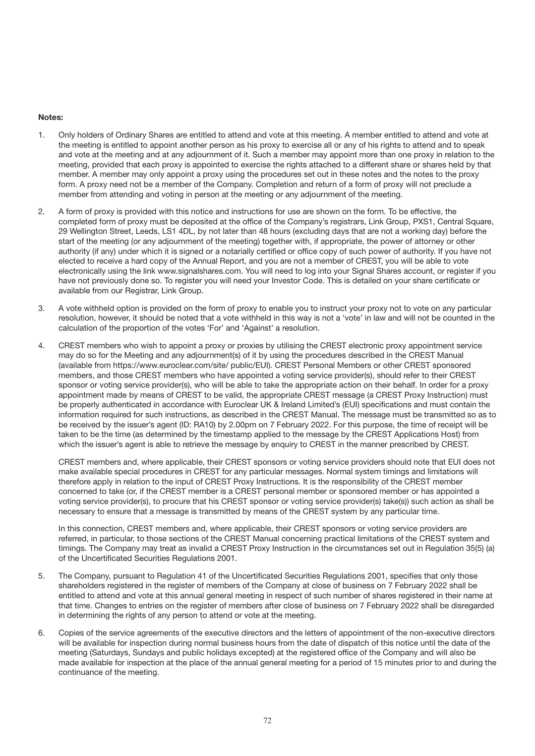**Notes:**

1. Only holders of Ordinary Shares are entitled to attend and vote at this meeting. A member entitled to attend and vote at the meeting is entitled to appoint another person as his proxy to exercise all or any of his rights to attend and to speak and vote at the meeting and at any adjournment of it. Such a member may appoint more than one proxy in relation to the meeting, provided that each proxy is appointed to exercise the rights attached to a different share or shares held by that member. A member may only appoint a proxy using the procedures set out in these notes and the notes to the proxy form. A proxy need not be a member of the Company. Completion and return of a form of proxy will not preclude a member from attending and voting in person at the meeting or any adjournment of the meeting.

2. A form of proxy is provided with this notice and instructions for use are shown on the form. To be effective, the completed form of proxy must be deposited at the office of the Company's registrars, Link Group, PXS1, Central Square, 29 Wellington Street, Leeds, LS1 4DL, by not later than 48 hours (excluding days that are not a working day) before the start of the meeting (or any adjournment of the meeting) together with, if appropriate, the power of attorney or other authority (if any) under which it is signed or a notarially certified or office copy of such power of authority. If you have not elected to receive a hard copy of the Annual Report, and you are not a member of CREST, you will be able to vote electronically using the link www.signalshares.com. You will need to log into your Signal Shares account, or register if you have not previously done so. To register you will need your Investor Code. This is detailed on your share certificate or available from our Registrar, Link Group.

3. A vote withheld option is provided on the form of proxy to enable you to instruct your proxy not to vote on any particular resolution, however, it should be noted that a vote withheld in this way is not a 'vote' in law and will not be counted in the calculation of the proportion of the votes 'For' and 'Against' a resolution.

4. CREST members who wish to appoint a proxy or proxies by utilising the CREST electronic proxy appointment service may do so for the Meeting and any adjournment(s) of it by using the procedures described in the CREST Manual (available from https://www.euroclear.com/site/ public/EUI). CREST Personal Members or other CREST sponsored members, and those CREST members who have appointed a voting service provider(s), should refer to their CREST sponsor or voting service provider(s), who will be able to take the appropriate action on their behalf. In order for a proxy appointment made by means of CREST to be valid, the appropriate CREST message (a CREST Proxy Instruction) must be properly authenticated in accordance with Euroclear UK & Ireland Limited's (EUI) specifications and must contain the information required for such instructions, as described in the CREST Manual. The message must be transmitted so as to be received by the issuer's agent (ID: RA10) by 2.00pm on 7 February 2022. For this purpose, the time of receipt will be taken to be the time (as determined by the timestamp applied to the message by the CREST Applications Host) from which the issuer's agent is able to retrieve the message by enquiry to CREST in the manner prescribed by CREST.

   CREST members and, where applicable, their CREST sponsors or voting service providers should note that EUI does not make available special procedures in CREST for any particular messages. Normal system timings and limitations will therefore apply in relation to the input of CREST Proxy Instructions. It is the responsibility of the CREST member concerned to take (or, if the CREST member is a CREST personal member or sponsored member or has appointed a voting service provider(s), to procure that his CREST sponsor or voting service provider(s) take(s)) such action as shall be necessary to ensure that a message is transmitted by means of the CREST system by any particular time.

   In this connection, CREST members and, where applicable, their CREST sponsors or voting service providers are referred, in particular, to those sections of the CREST Manual concerning practical limitations of the CREST system and timings. The Company may treat as invalid a CREST Proxy Instruction in the circumstances set out in Regulation 35(5) (a) of the Uncertificated Securities Regulations 2001.

5. The Company, pursuant to Regulation 41 of the Uncertificated Securities Regulations 2001, specifies that only those shareholders registered in the register of members of the Company at close of business on 7 February 2022 shall be entitled to attend and vote at this annual general meeting in respect of such number of shares registered in their name at that time. Changes to entries on the register of members after close of business on 7 February 2022 shall be disregarded in determining the rights of any person to attend or vote at the meeting.

6. Copies of the service agreements of the executive directors and the letters of appointment of the non-executive directors will be available for inspection during normal business hours from the date of dispatch of this notice until the date of the meeting (Saturdays, Sundays and public holidays excepted) at the registered office of the Company and will also be made available for inspection at the place of the annual general meeting for a period of 15 minutes prior to and during the continuance of the meeting.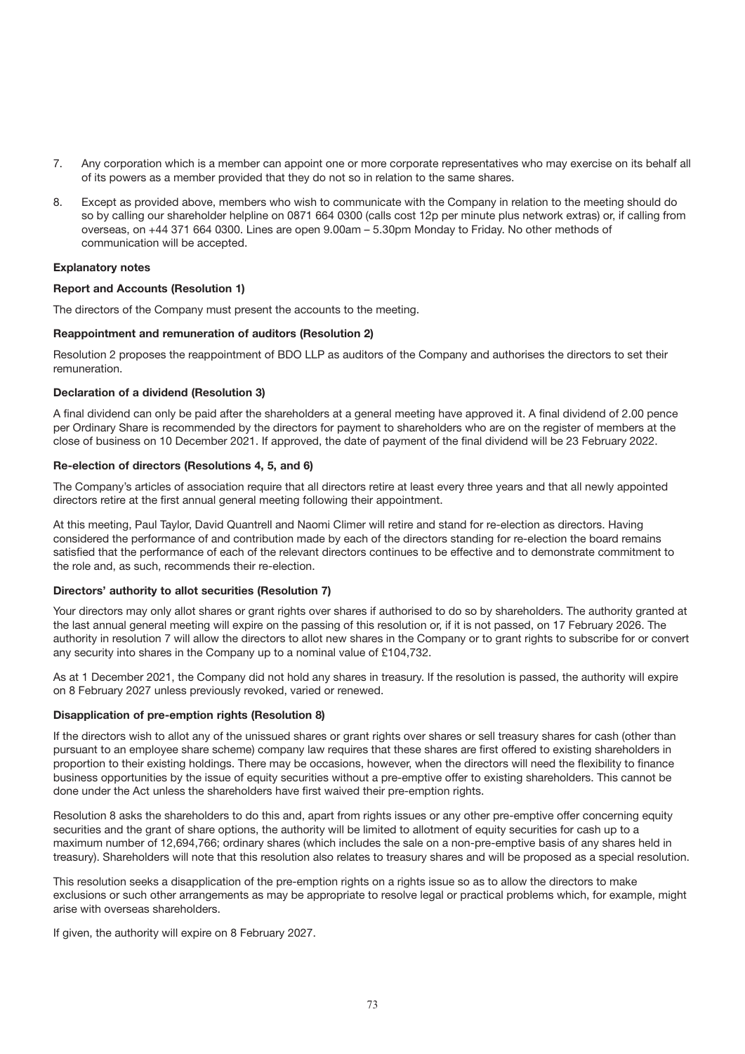7. Any corporation which is a member can appoint one or more corporate representatives who may exercise on its behalf all of its powers as a member provided that they do not so in relation to the same shares.

8. Except as provided above, members who wish to communicate with the Company in relation to the meeting should do so by calling our shareholder helpline on 0871 664 0300 (calls cost 12p per minute plus network extras) or, if calling from overseas, on +44 371 664 0300. Lines are open 9.00am – 5.30pm Monday to Friday. No other methods of communication will be accepted.

**Explanatory notes**

**Report and Accounts (Resolution 1)**

The directors of the Company must present the accounts to the meeting.

**Reappointment and remuneration of auditors (Resolution 2)**

Resolution 2 proposes the reappointment of BDO LLP as auditors of the Company and authorises the directors to set their remuneration.

**Declaration of a dividend (Resolution 3)**

A final dividend can only be paid after the shareholders at a general meeting have approved it. A final dividend of 2.00 pence per Ordinary Share is recommended by the directors for payment to shareholders who are on the register of members at the close of business on 10 December 2021. If approved, the date of payment of the final dividend will be 23 February 2022.

**Re-election of directors (Resolutions 4, 5, and 6)**

The Company's articles of association require that all directors retire at least every three years and that all newly appointed directors retire at the first annual general meeting following their appointment.

At this meeting, Paul Taylor, David Quantrell and Naomi Climer will retire and stand for re-election as directors. Having considered the performance of and contribution made by each of the directors standing for re-election the board remains satisfied that the performance of each of the relevant directors continues to be effective and to demonstrate commitment to the role and, as such, recommends their re-election.

**Directors' authority to allot securities (Resolution 7)**

Your directors may only allot shares or grant rights over shares if authorised to do so by shareholders. The authority granted at the last annual general meeting will expire on the passing of this resolution or, if it is not passed, on 17 February 2026. The authority in resolution 7 will allow the directors to allot new shares in the Company or to grant rights to subscribe for or convert any security into shares in the Company up to a nominal value of £104,732.

As at 1 December 2021, the Company did not hold any shares in treasury. If the resolution is passed, the authority will expire on 8 February 2027 unless previously revoked, varied or renewed.

**Disapplication of pre-emption rights (Resolution 8)**

If the directors wish to allot any of the unissued shares or grant rights over shares or sell treasury shares for cash (other than pursuant to an employee share scheme) company law requires that these shares are first offered to existing shareholders in proportion to their existing holdings. There may be occasions, however, when the directors will need the flexibility to finance business opportunities by the issue of equity securities without a pre-emptive offer to existing shareholders. This cannot be done under the Act unless the shareholders have first waived their pre-emption rights.

Resolution 8 asks the shareholders to do this and, apart from rights issues or any other pre-emptive offer concerning equity securities and the grant of share options, the authority will be limited to allotment of equity securities for cash up to a maximum number of 12,694,766; ordinary shares (which includes the sale on a non-pre-emptive basis of any shares held in treasury). Shareholders will note that this resolution also relates to treasury shares and will be proposed as a special resolution.

This resolution seeks a disapplication of the pre-emption rights on a rights issue so as to allow the directors to make exclusions or such other arrangements as may be appropriate to resolve legal or practical problems which, for example, might arise with overseas shareholders.

If given, the authority will expire on 8 February 2027.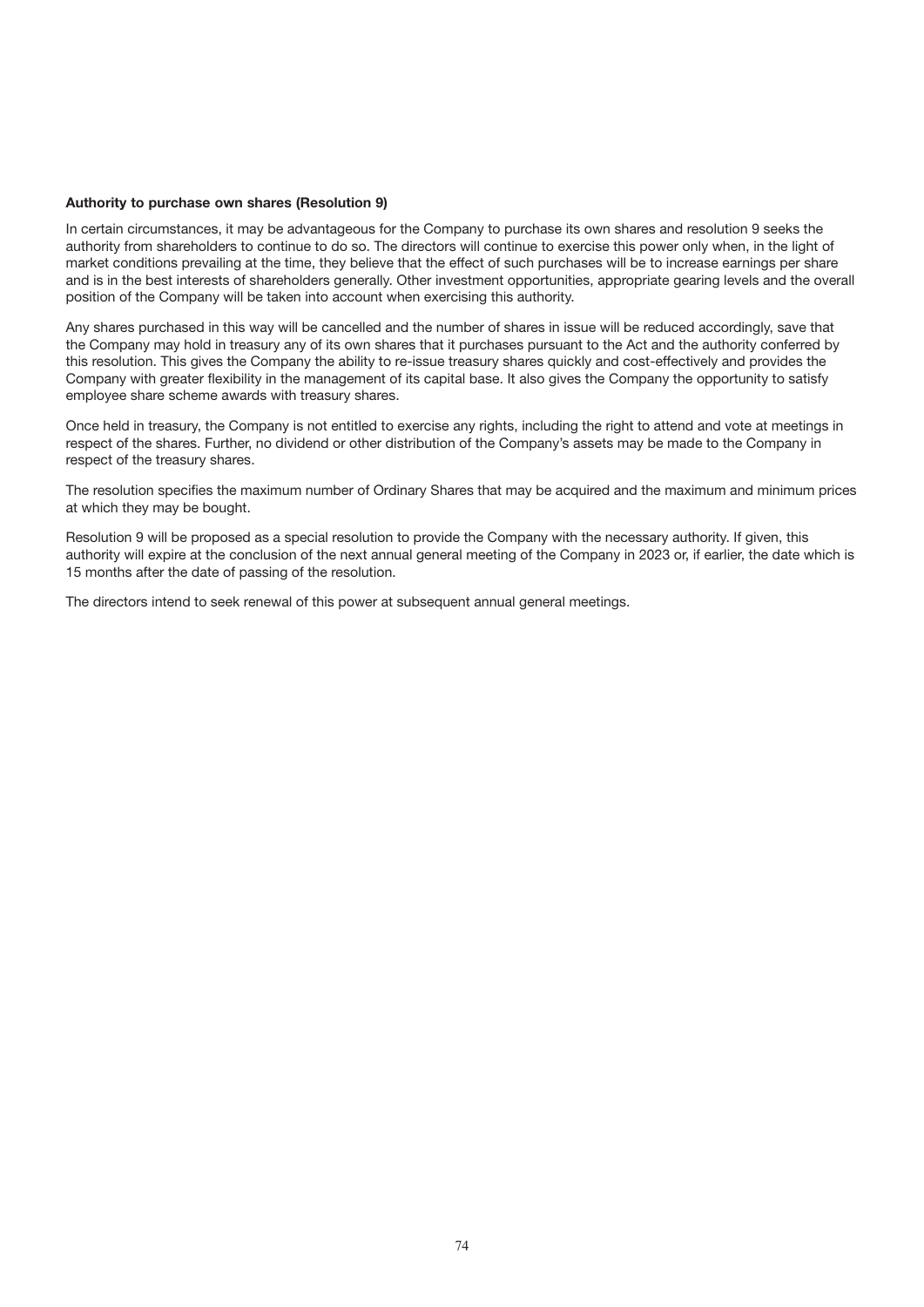**Authority to purchase own shares (Resolution 9)**

In certain circumstances, it may be advantageous for the Company to purchase its own shares and resolution 9 seeks the authority from shareholders to continue to do so. The directors will continue to exercise this power only when, in the light of market conditions prevailing at the time, they believe that the effect of such purchases will be to increase earnings per share and is in the best interests of shareholders generally. Other investment opportunities, appropriate gearing levels and the overall position of the Company will be taken into account when exercising this authority.

Any shares purchased in this way will be cancelled and the number of shares in issue will be reduced accordingly, save that the Company may hold in treasury any of its own shares that it purchases pursuant to the Act and the authority conferred by this resolution. This gives the Company the ability to re-issue treasury shares quickly and cost-effectively and provides the Company with greater flexibility in the management of its capital base. It also gives the Company the opportunity to satisfy employee share scheme awards with treasury shares.

Once held in treasury, the Company is not entitled to exercise any rights, including the right to attend and vote at meetings in respect of the shares. Further, no dividend or other distribution of the Company's assets may be made to the Company in respect of the treasury shares.

The resolution specifies the maximum number of Ordinary Shares that may be acquired and the maximum and minimum prices at which they may be bought.

Resolution 9 will be proposed as a special resolution to provide the Company with the necessary authority. If given, this authority will expire at the conclusion of the next annual general meeting of the Company in 2023 or, if earlier, the date which is 15 months after the date of passing of the resolution.

The directors intend to seek renewal of this power at subsequent annual general meetings.